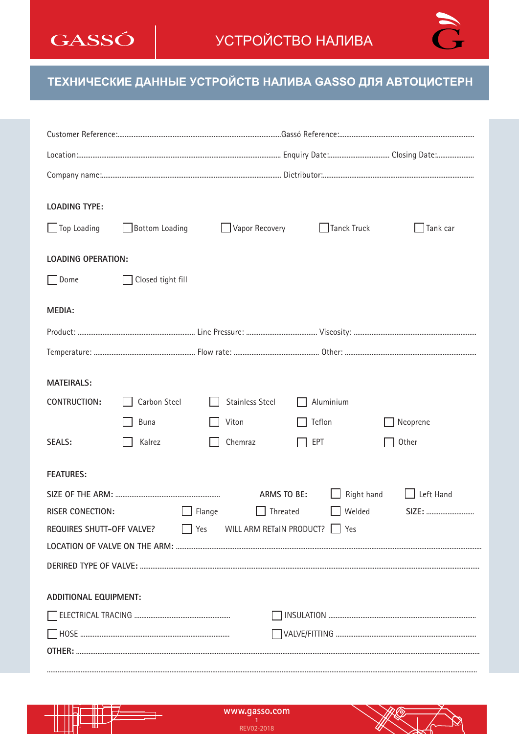GASSÓ

# УСТРОЙСТВО НАЛИВА

## ТЕХНИЧЕСКИЕ ДАННЫЕ УСТРОЙСТВ НАЛИВА GASSO ДЛЯ АВТОЦИСТЕРН

Customer Reference:............................................................................................Gassó Reference:...........................................................................

Location:.................................................................................................................. Enquiry Date:................................. Closing Date:.....................

Company name:...................................................................................... Dictributor:....................................................................................

**LOADING TYPE:**

☐ Top Loading ☐ Bottom Loading ☐ Vapor Recovery ☐ Tanck Truck ☐ Tank car

**LOADING OPERATION:**

☐ Dome ☐ Closed tight fill

**MEDIA:**

Product: .................................................................. Line Pressure: ........................................ Viscosity: ....................................................................

Temperature: ......................................................... Flow rate: ............................................... Other: ..........................................................................

**MATEIRALS:**

**CONTRUCTION:** ☐ Carbon Steel ☐ Stainless Steel ☐ Aluminium

☐ Buna ☐ Viton ☐ Teflon ☐ Neoprene

**SEALS:** ☐ Kalrez ☐ Chemraz ☐ EPT ☐ Other

**FEATURES:**

SIZE OF THE ARM: .......................................................... ARMS TO BE: ☐ Right hand ☐ Left Hand

RISER CONECTION: ☐ Flange ☐ Threated ☐ Welded **SIZE:** ...........................

REQUIRES SHUTT-OFF VALVE? ☐ Yes WILL ARM RETaIN PRODUCT? ☐ Yes

LOCATION OF VALVE ON THE ARM: ........................................................................................................................................

DERIRED TYPE OF VALVE: ......................................................................................................................................................

**ADDITIONAL EQUIPMENT:**

☐ ELECTRICAL TRACING ..................................................... ☐ INSULATION ...................................................................................

☐ HOSE ................................................................................... ☐ VALVE/FITTING ...............................................................................

**OTHER:** ..................................................................................................................................................................................

..............................................................................................................................................................................................

www.gasso.com

REV02-2018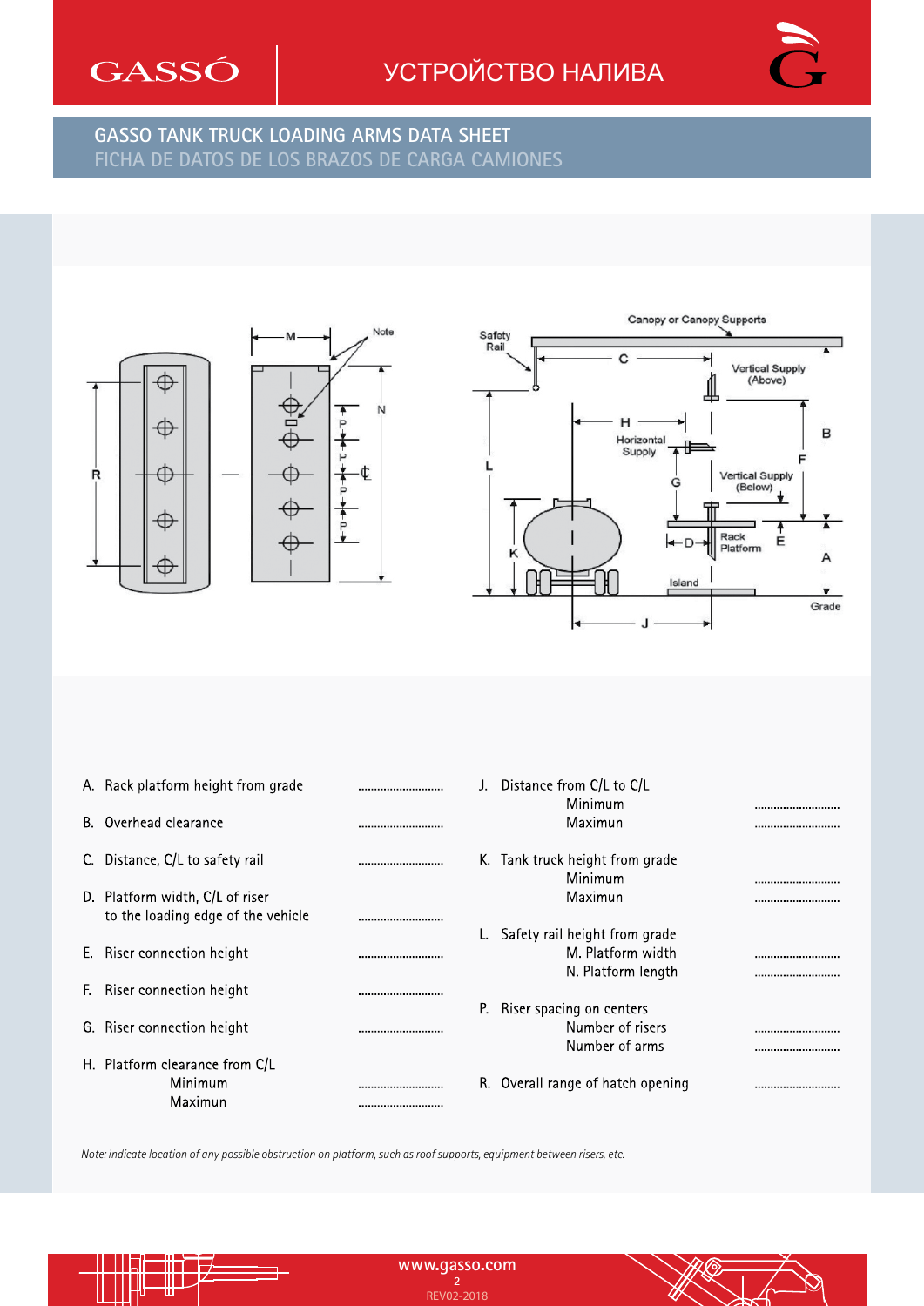# УСТРОЙСТВО НАЛИВА

## GASSO TANK TRUCK LOADING ARMS DATA SHEET
FICHA DE DATOS DE LOS BRAZOS DE CARGA CAMIONES

A. Rack platform height from grade ..........................

B. Overhead clearance ..........................

C. Distance, C/L to safety rail ..........................

D. Platform width, C/L of riser to the loading edge of the vehicle ..........................

E. Riser connection height ..........................

F. Riser connection height ..........................

G. Riser connection height ..........................

H. Platform clearance from C/L
- Minimum ..........................
- Maximun ..........................

J. Distance from C/L to C/L
- Minimum ..........................
- Maximun ..........................

K. Tank truck height from grade
- Minimum ..........................
- Maximun ..........................

L. Safety rail height from grade
- M. Platform width ..........................
- N. Platform length ..........................

P. Riser spacing on centers
- Number of risers ..........................
- Number of arms ..........................

R. Overall range of hatch opening ..........................

*Note: indicate location of any possible obstruction on platform, such as roof supports, equipment between risers, etc.*

www.gasso.com

REV02-2018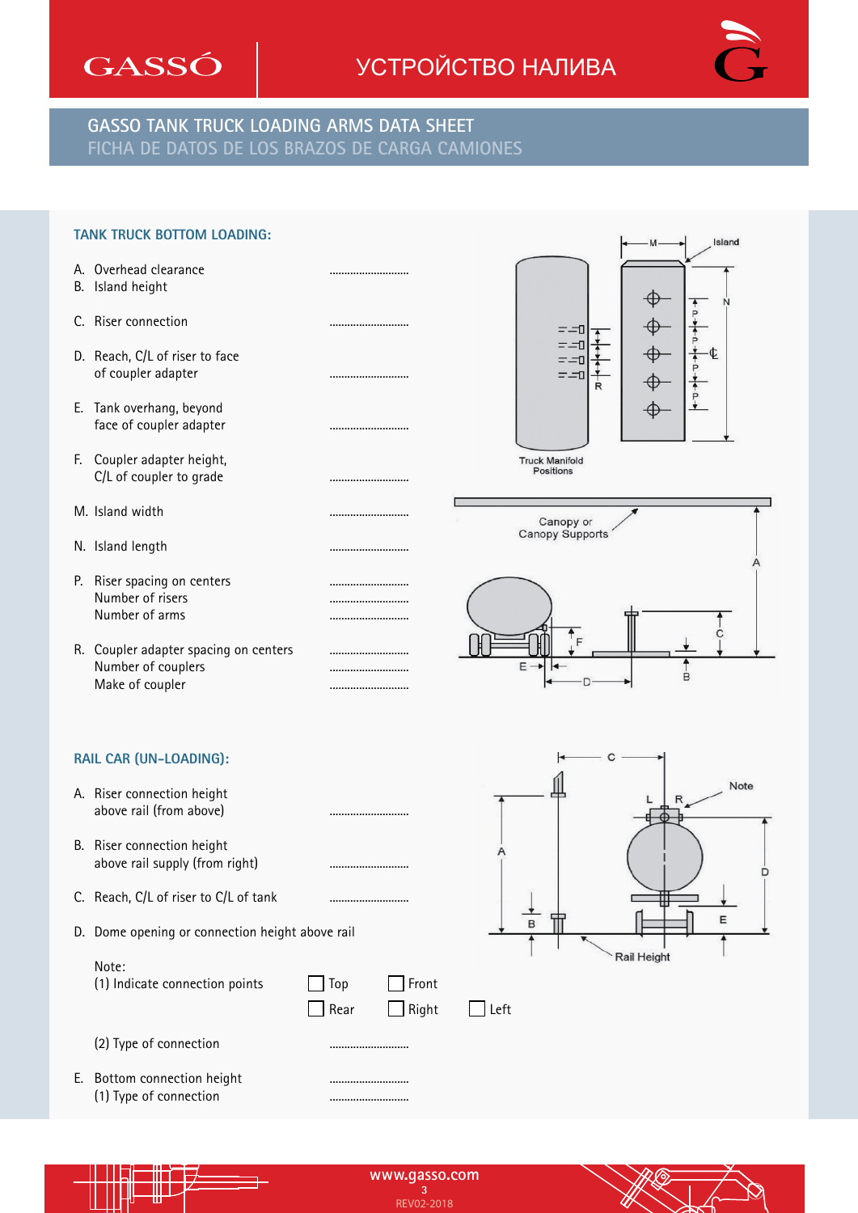# GASSO TANK TRUCK LOADING ARMS DATA SHEET

FICHA DE DATOS DE LOS BRAZOS DE CARGA CAMIONES

## TANK TRUCK BOTTOM LOADING:

A. Overhead clearance ..........................
B. Island height

C. Riser connection ..........................

D. Reach, C/L of riser to face of coupler adapter ..........................

E. Tank overhang, beyond face of coupler adapter ..........................

F. Coupler adapter height, C/L of coupler to grade ..........................

M. Island width ..........................

N. Island length ..........................

P. Riser spacing on centers ..........................
Number of risers ..........................
Number of arms ..........................

R. Coupler adapter spacing on centers ..........................
Number of couplers ..........................
Make of coupler ..........................

Truck Manifold Positions

Island

Canopy or Canopy Supports

## RAIL CAR (UN-LOADING):

A. Riser connection height above rail (from above) ..........................

B. Riser connection height above rail supply (from right) ..........................

C. Reach, C/L of riser to C/L of tank ..........................

D. Dome opening or connection height above rail

Note:
(1) Indicate connection points

☐ Top ☐ Front
☐ Rear ☐ Right ☐ Left

(2) Type of connection ..........................

E. Bottom connection height ..........................
(1) Type of connection ..........................

Note

Rail Height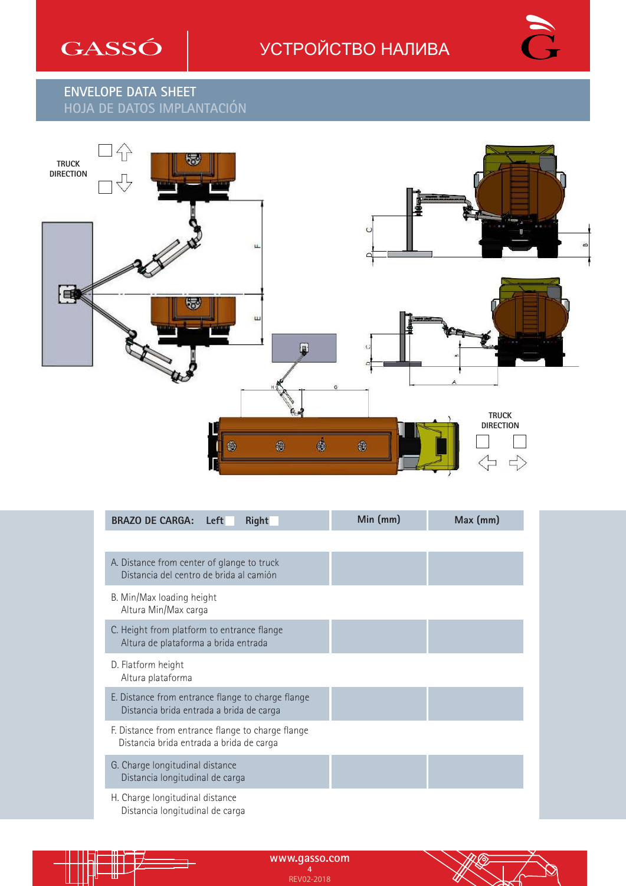GASSÓ

# УСТРОЙСТВО НАЛИВА

## ENVELOPE DATA SHEET
HOJA DE DATOS IMPLANTACIÓN

TRUCK DIRECTION

TRUCK DIRECTION

| BRAZO DE CARGA: Left ☐ Right ☐ | Min (mm) | Max (mm) |
|---|---|---|
| | | |
| A. Distance from center of glange to truck<br>Distancia del centro de brida al camión | | |
| B. Min/Max loading height<br>Altura Min/Max carga | | |
| C. Height from platform to entrance flange<br>Altura de plataforma a brida entrada | | |
| D. Flatform height<br>Altura plataforma | | |
| E. Distance from entrance flange to charge flange<br>Distancia brida entrada a brida de carga | | |
| F. Distance from entrance flange to charge flange<br>Distancia brida entrada a brida de carga | | |
| G. Charge longitudinal distance<br>Distancia longitudinal de carga | | |
| H. Charge longitudinal distance<br>Distancia longitudinal de carga | | |

www.gasso.com

REV02-2018